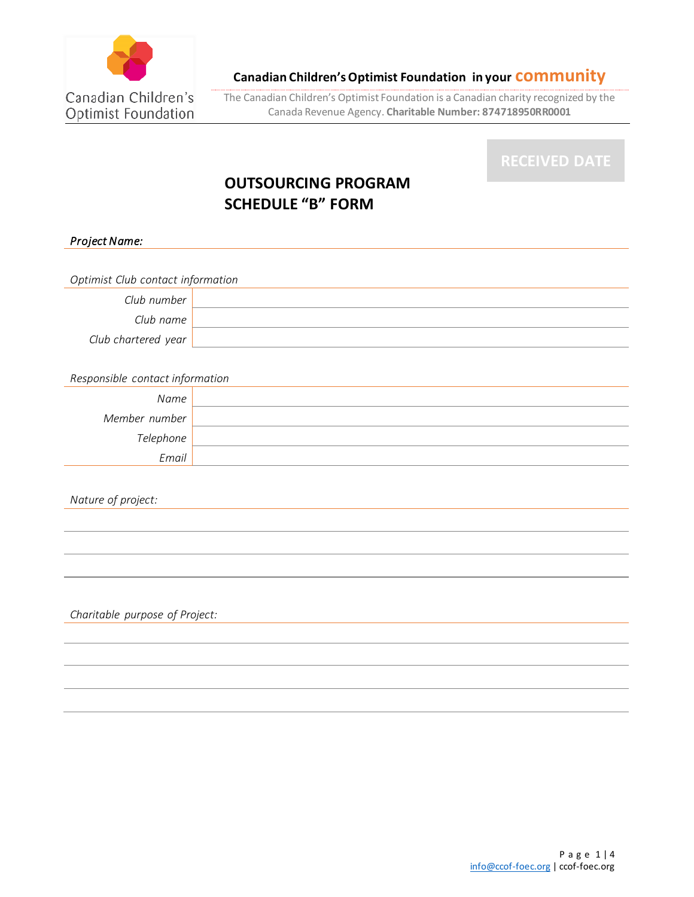Canadian Children's Optimist Foundation

**Canadian Children's Optimist Foundation in your community**

The Canadian Children's Optimist Foundation is a Canadian charity recognized by the Canada Revenue Agency. **Charitable Number: 874718950RR0001**

**RECEIVED DATE**

# OUTSOURCING PROGRAM SCHEDULE "B" FORM

***Project Name:***

*Optimist Club contact information*

| | |
|---|---|
| *Club number* | |
| *Club name* | |
| *Club chartered year* | |

*Responsible contact information*

| | |
|---|---|
| *Name* | |
| *Member number* | |
| *Telephone* | |
| *Email* | |

*Nature of project:*

*Charitable purpose of Project:*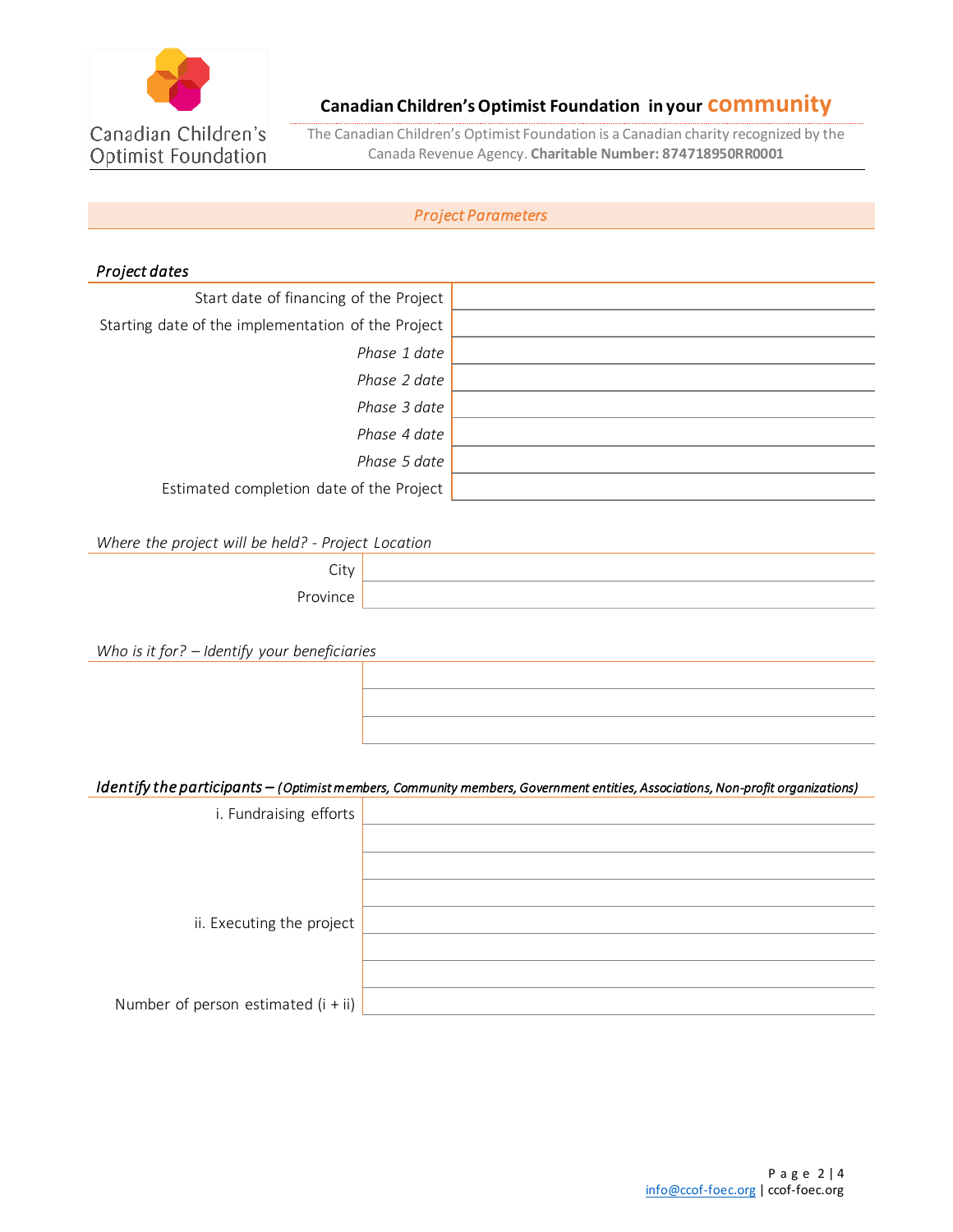## Project Parameters

### *Project dates*

| | |
|---|---|
| Start date of financing of the Project | |
| Starting date of the implementation of the Project | |
| *Phase 1 date* | |
| *Phase 2 date* | |
| *Phase 3 date* | |
| *Phase 4 date* | |
| *Phase 5 date* | |
| Estimated completion date of the Project | |

*Where the project will be held? - Project Location*

| | |
|---|---|
| City | |
| Province | |

*Who is it for? – Identify your beneficiaries*

| | |
|---|---|
| | |
| | |
| | |

***Identify the participants*** *– **(Optimist members, Community members, Government entities, Associations, Non-profit organizations)***

| | |
|---|---|
| i. Fundraising efforts | |
| | |
| | |
| | |
| ii. Executing the project | |
| | |
| | |
| Number of person estimated (i + ii) | |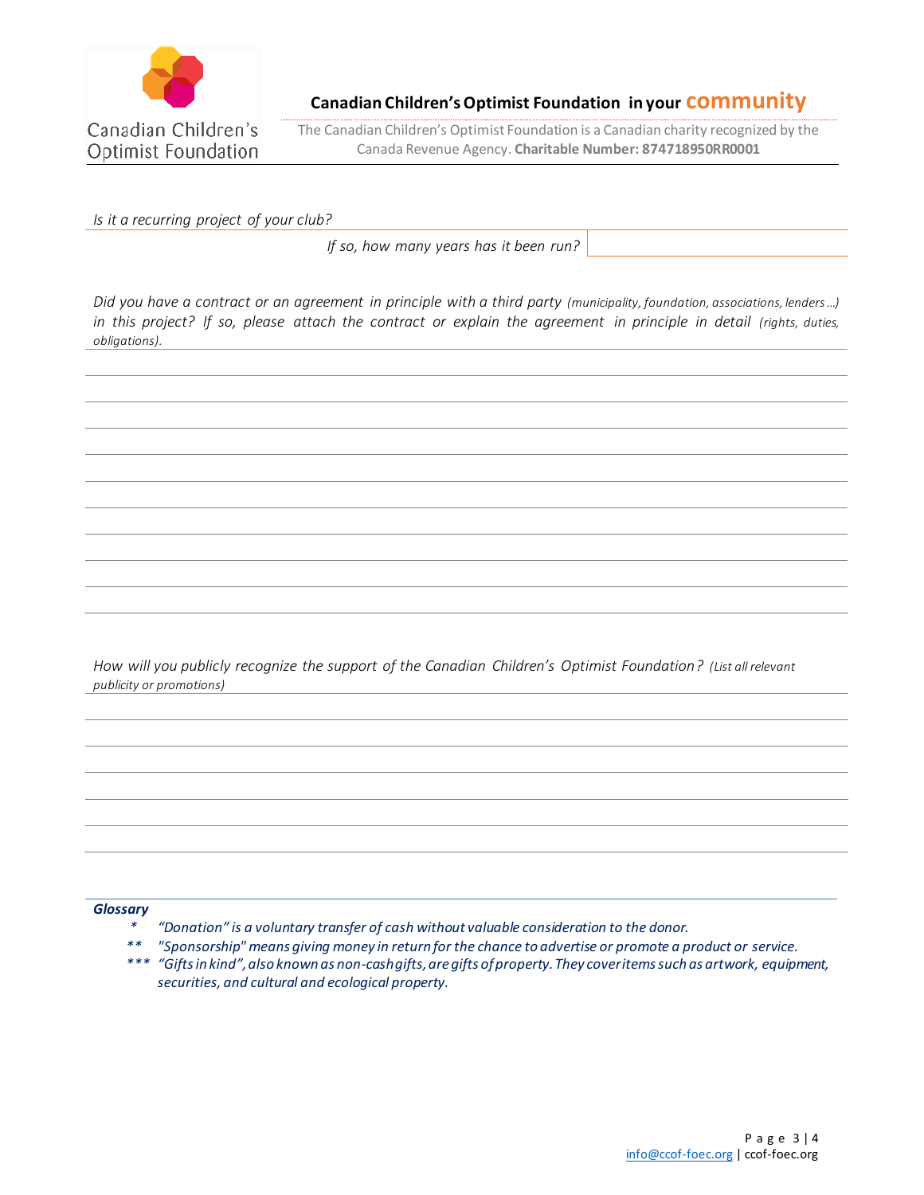*Is it a recurring project of your club?*

*If so, how many years has it been run?*

*Did you have a contract or an agreement in principle with a third party (municipality, foundation, associations, lenders…) in this project? If so, please attach the contract or explain the agreement in principle in detail (rights, duties, obligations).*

*How will you publicly recognize the support of the Canadian Children's Optimist Foundation? (List all relevant publicity or promotions)*

***Glossary***

- \* *"Donation" is a voluntary transfer of cash without valuable consideration to the donor.*
- \*\* *"Sponsorship" means giving money in return for the chance to advertise or promote a product or service.*
- \*\*\* *"Gifts in kind", also known as non-cash gifts, are gifts of property. They cover items such as artwork, equipment, securities, and cultural and ecological property.*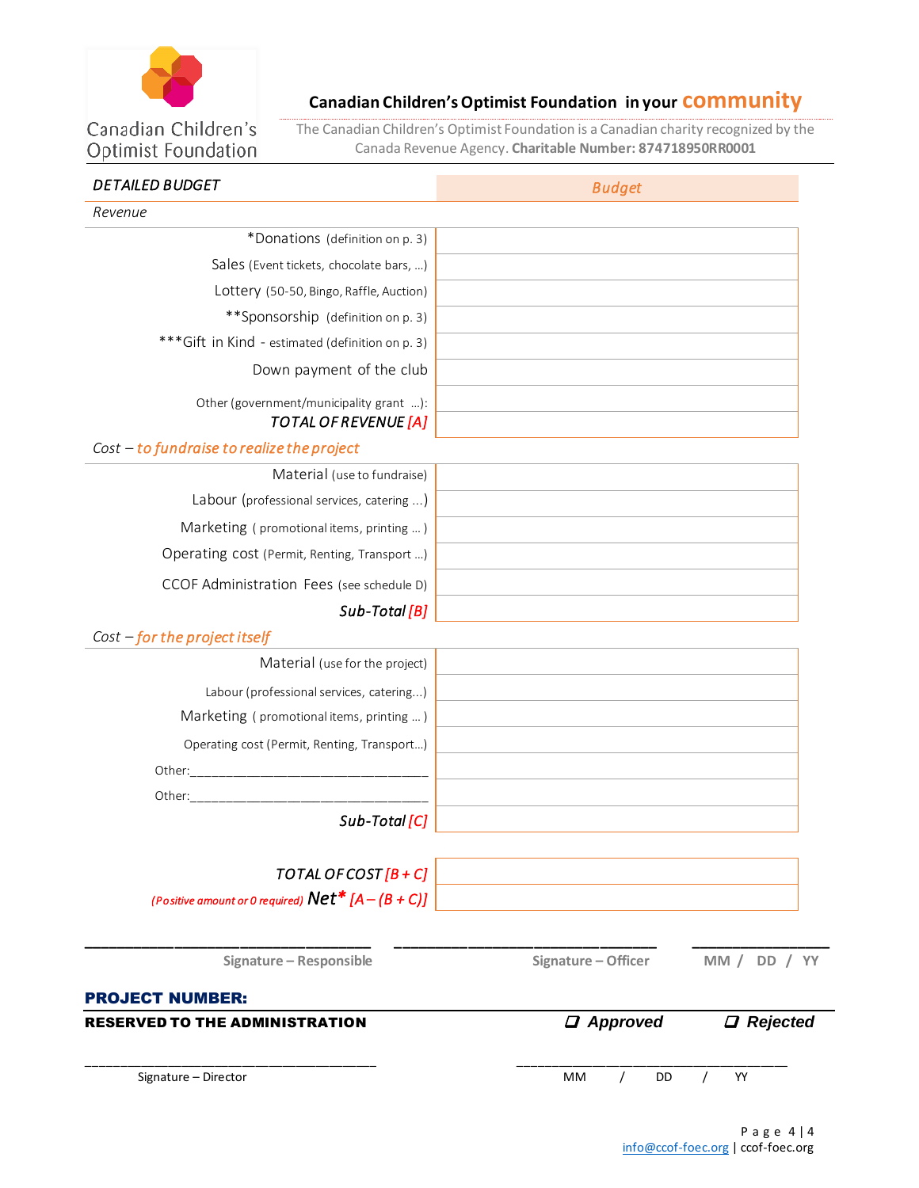Canadian Children's Optimist Foundation

**Canadian Children's Optimist Foundation in your community**

The Canadian Children's Optimist Foundation is a Canadian charity recognized by the Canada Revenue Agency. **Charitable Number: 874718950RR0001**

| *DETAILED BUDGET* | *Budget* |
|---|---|
| *Revenue* | |
| *Donations (definition on p. 3) | |
| Sales (Event tickets, chocolate bars, ...) | |
| Lottery (50-50, Bingo, Raffle, Auction) | |
| **Sponsorship (definition on p. 3) | |
| ***Gift in Kind - estimated (definition on p. 3) | |
| Down payment of the club | |
| Other (government/municipality grant ...): | |
| *TOTAL OF REVENUE [A]* | |
| *Cost – to fundraise to realize the project* | |
| Material (use to fundraise) | |
| Labour (professional services, catering ...) | |
| Marketing ( promotional items, printing ... ) | |
| Operating cost (Permit, Renting, Transport ...) | |
| CCOF Administration Fees (see schedule D) | |
| *Sub-Total [B]* | |
| *Cost – for the project itself* | |
| Material (use for the project) | |
| Labour (professional services, catering...) | |
| Marketing ( promotional items, printing ... ) | |
| Operating cost (Permit, Renting, Transport...) | |
| Other:_________________________________ | |
| Other:_________________________________ | |
| *Sub-Total [C]* | |
| *TOTAL OF COST [B + C]* | |
| *(Positive amount or 0 required)* Net* *[A – (B + C)]* | |

_______________________________ _______________________________ _______________

Signature – Responsible Signature – Officer MM / DD / YY

**PROJECT NUMBER:**

**RESERVED TO THE ADMINISTRATION** ❑ *Approved* ❑ *Rejected*

_____________________________________ _____________________________________

Signature – Director MM / DD / YY

info@ccof-foec.org | ccof-foec.org